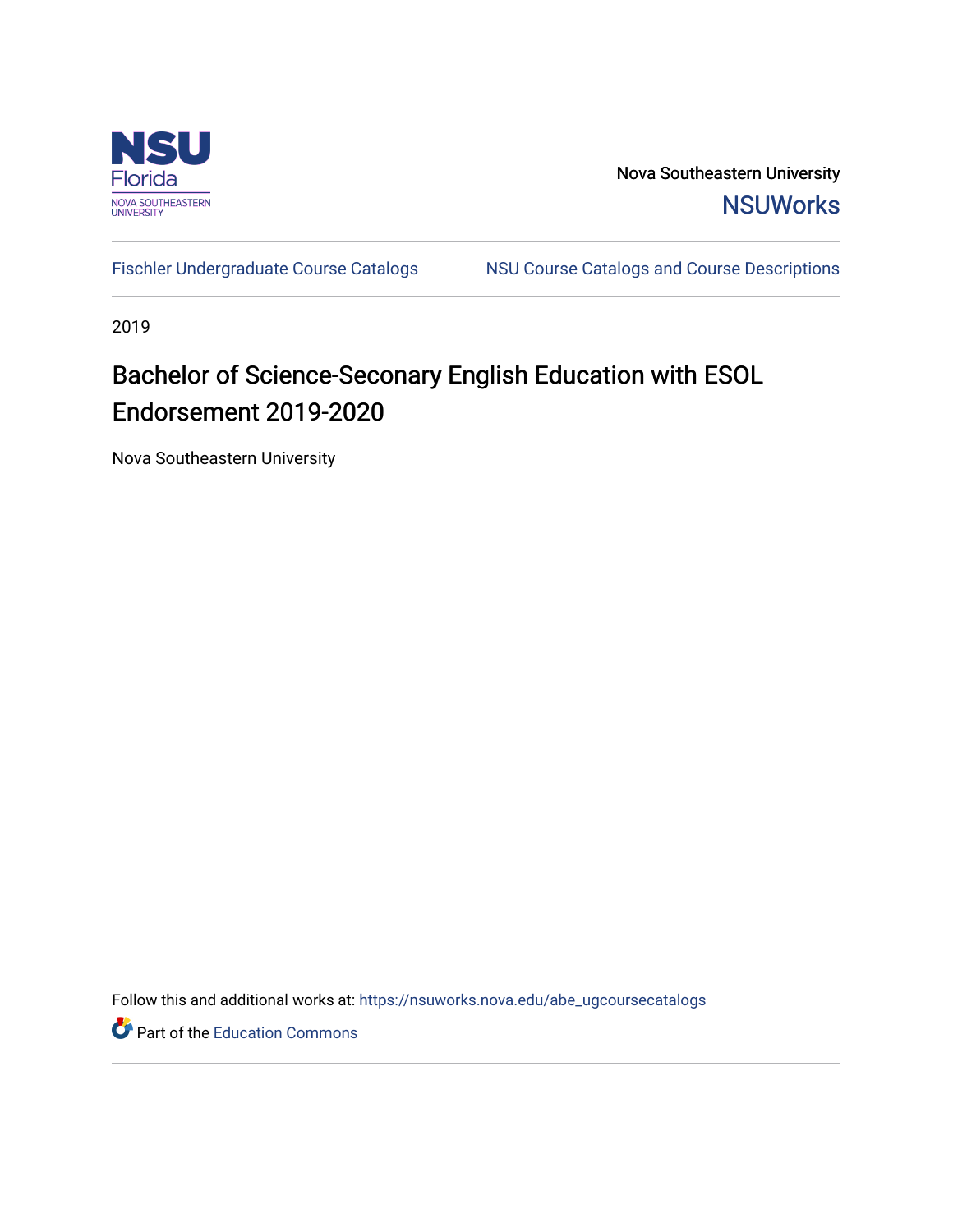Nova Southeastern University

NSUWorks

Fischler Undergraduate Course Catalogs

NSU Course Catalogs and Course Descriptions

2019

# Bachelor of Science-Seconary English Education with ESOL Endorsement 2019-2020

Nova Southeastern University

Follow this and additional works at: https://nsuworks.nova.edu/abe_ugcoursecatalogs

Part of the Education Commons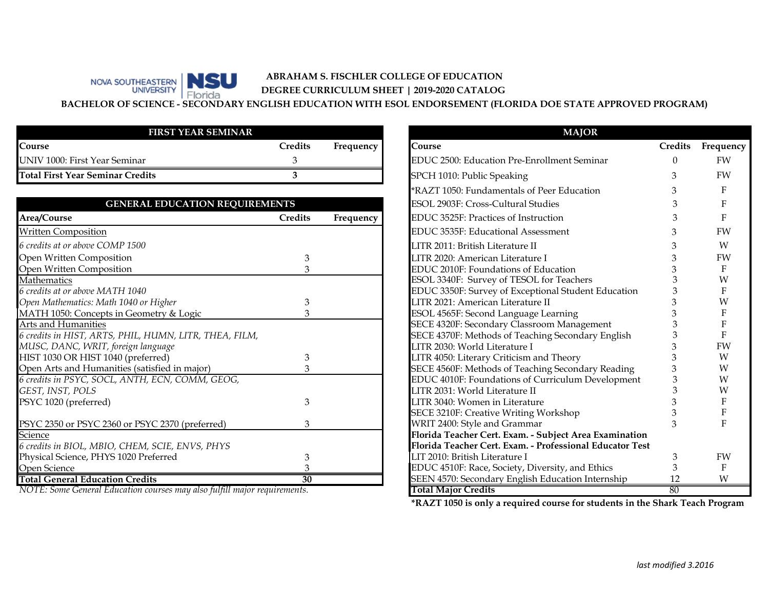# ABRAHAM S. FISCHLER COLLEGE OF EDUCATION

## DEGREE CURRICULUM SHEET | 2019-2020 CATALOG

## BACHELOR OF SCIENCE - SECONDARY ENGLISH EDUCATION WITH ESOL ENDORSEMENT (FLORIDA DOE STATE APPROVED PROGRAM)

| FIRST YEAR SEMINAR | | |
|---|---|---|
| **Course** | **Credits** | **Frequency** |
| UNIV 1000: First Year Seminar | 3 | |
| **Total First Year Seminar Credits** | **3** | |

| GENERAL EDUCATION REQUIREMENTS | | |
|---|---|---|
| **Area/Course** | **Credits** | **Frequency** |
| Written Composition | | |
| *6 credits at or above COMP 1500* | | |
| Open Written Composition | 3 | |
| Open Written Composition | 3 | |
| Mathematics | | |
| *6 credits at or above MATH 1040* | | |
| *Open Mathematics: Math 1040 or Higher* | 3 | |
| MATH 1050: Concepts in Geometry & Logic | 3 | |
| Arts and Humanities | | |
| *6 credits in HIST, ARTS, PHIL, HUMN, LITR, THEA, FILM, MUSC, DANC, WRIT, foreign language* | | |
| HIST 1030 OR HIST 1040 (preferred) | 3 | |
| Open Arts and Humanities (satisfied in major) | 3 | |
| *6 credits in PSYC, SOCL, ANTH, ECN, COMM, GEOG, GEST, INST, POLS* | | |
| PSYC 1020 (preferred) | 3 | |
| PSYC 2350 or PSYC 2360 or PSYC 2370 (preferred) | 3 | |
| Science | | |
| *6 credits in BIOL, MBIO, CHEM, SCIE, ENVS, PHYS* | | |
| Physical Science, PHYS 1020 Preferred | 3 | |
| Open Science | 3 | |
| **Total General Education Credits** | **30** | |

*NOTE: Some General Education courses may also fulfill major requirements.*

| MAJOR | | |
|---|---|---|
| **Course** | **Credits** | **Frequency** |
| EDUC 2500: Education Pre-Enrollment Seminar | 0 | FW |
| SPCH 1010: Public Speaking | 3 | FW |
| *RAZT 1050: Fundamentals of Peer Education | 3 | F |
| ESOL 2903F: Cross-Cultural Studies | 3 | F |
| EDUC 3525F: Practices of Instruction | 3 | F |
| EDUC 3535F: Educational Assessment | 3 | FW |
| LITR 2011: British Literature II | 3 | W |
| LITR 2020: American Literature I | 3 | FW |
| EDUC 2010F: Foundations of Education | 3 | F |
| ESOL 3340F: Survey of TESOL for Teachers | 3 | W |
| EDUC 3350F: Survey of Exceptional Student Education | 3 | F |
| LITR 2021: American Literature II | 3 | W |
| ESOL 4565F: Second Language Learning | 3 | F |
| SECE 4320F: Secondary Classroom Management | 3 | F |
| SECE 4370F: Methods of Teaching Secondary English | 3 | F |
| LITR 2030: World Literature I | 3 | FW |
| LITR 4050: Literary Criticism and Theory | 3 | W |
| SECE 4560F: Methods of Teaching Secondary Reading | 3 | W |
| EDUC 4010F: Foundations of Curriculum Development | 3 | W |
| LITR 2031: World Literature II | 3 | W |
| LITR 3040: Women in Literature | 3 | F |
| SECE 3210F: Creative Writing Workshop | 3 | F |
| WRIT 2400: Style and Grammar | 3 | F |
| **Florida Teacher Cert. Exam. - Subject Area Examination** | | |
| **Florida Teacher Cert. Exam. - Professional Educator Test** | | |
| LIT 2010: British Literature I | 3 | FW |
| EDUC 4510F: Race, Society, Diversity, and Ethics | 3 | F |
| SEEN 4570: Secondary English Education Internship | 12 | W |
| **Total Major Credits** | 80 | |

**\*RAZT 1050 is only a required course for students in the Shark Teach Program**

*last modified 3.2016*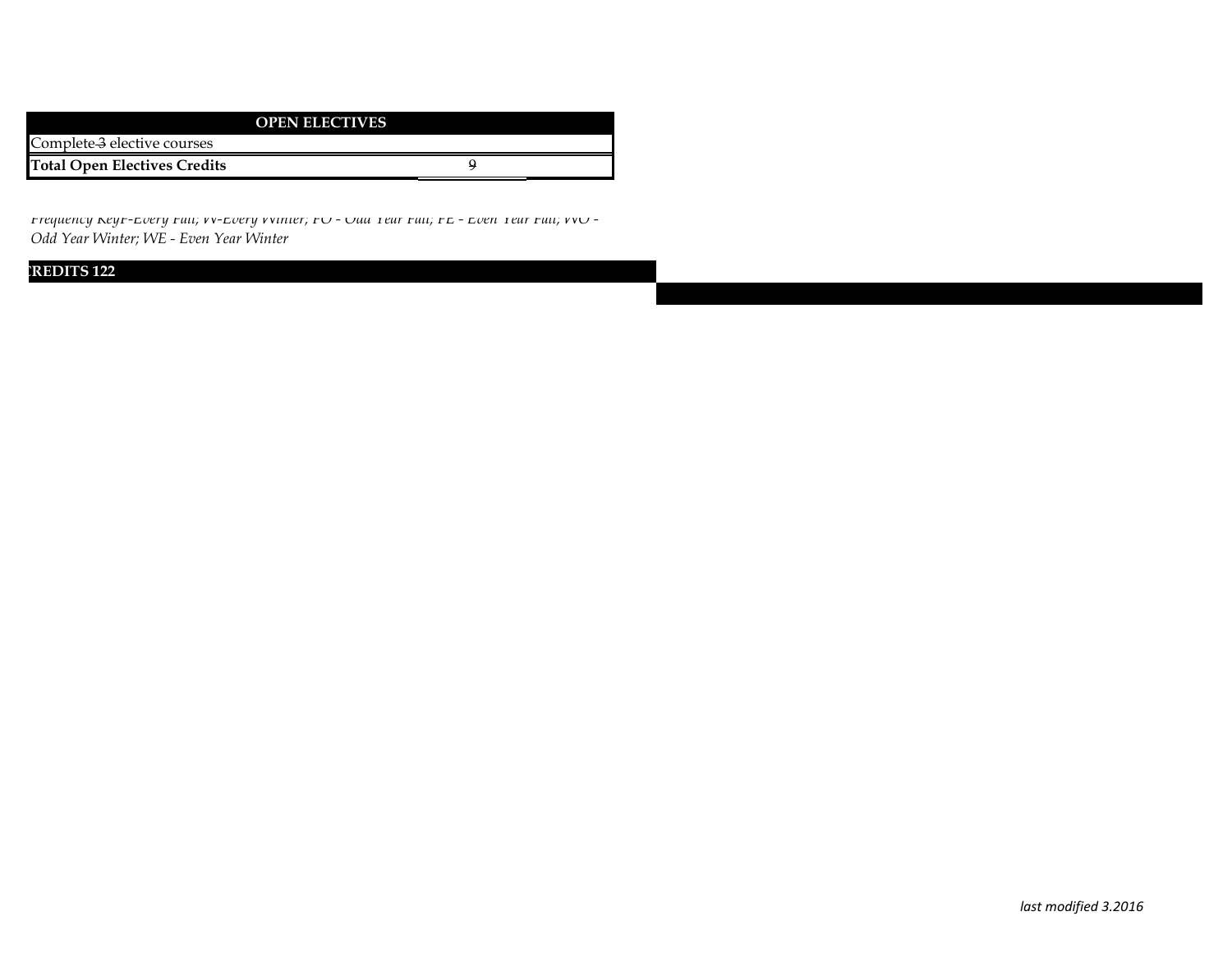| OPEN ELECTIVES | |
| --- | --- |
| Complete 3 elective courses | |
| **Total Open Electives Credits** | 9 |

*Frequency Key F-Every Fall; W-Every Winter; FO - Odd Year Fall; FE - Even Year Fall; WO - Odd Year Winter; WE - Even Year Winter*

**CREDITS 122**

*last modified 3.2016*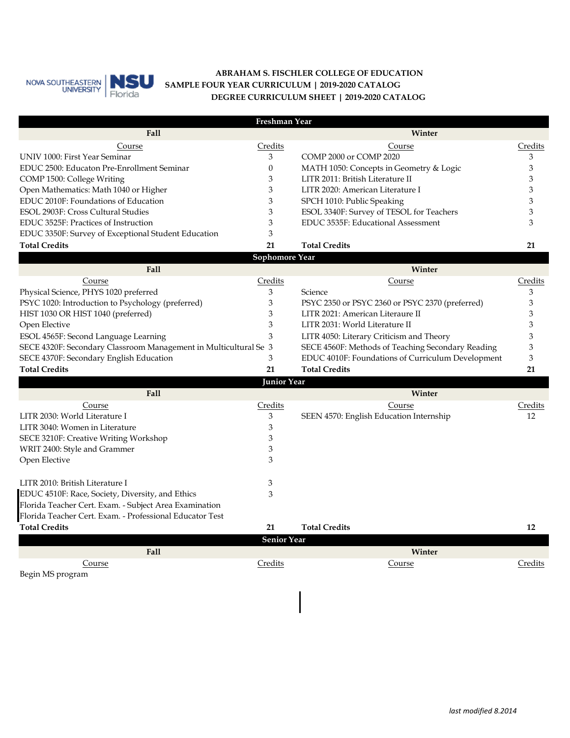**ABRAHAM S. FISCHLER COLLEGE OF EDUCATION**
**SAMPLE FOUR YEAR CURRICULUM | 2019-2020 CATALOG**
**DEGREE CURRICULUM SHEET | 2019-2020 CATALOG**

## Freshman Year

| Fall Course | Credits | Winter Course | Credits |
|---|---|---|---|
| UNIV 1000: First Year Seminar | 3 | COMP 2000 or COMP 2020 | 3 |
| EDUC 2500: Educaton Pre-Enrollment Seminar | 0 | MATH 1050: Concepts in Geometry & Logic | 3 |
| COMP 1500: College Writing | 3 | LITR 2011: British Literature II | 3 |
| Open Mathematics: Math 1040 or Higher | 3 | LITR 2020: American Literature I | 3 |
| EDUC 2010F: Foundations of Education | 3 | SPCH 1010: Public Speaking | 3 |
| ESOL 2903F: Cross Cultural Studies | 3 | ESOL 3340F: Survey of TESOL for Teachers | 3 |
| EDUC 3525F: Practices of Instruction | 3 | EDUC 3535F: Educational Assessment | 3 |
| EDUC 3350F: Survey of Exceptional Student Education | 3 | | |
| **Total Credits** | **21** | **Total Credits** | **21** |

## Sophomore Year

| Fall Course | Credits | Winter Course | Credits |
|---|---|---|---|
| Physical Science, PHYS 1020 preferred | 3 | Science | 3 |
| PSYC 1020: Introduction to Psychology (preferred) | 3 | PSYC 2350 or PSYC 2360 or PSYC 2370 (preferred) | 3 |
| HIST 1030 OR HIST 1040 (preferred) | 3 | LITR 2021: American Literaure II | 3 |
| Open Elective | 3 | LITR 2031: World Literature II | 3 |
| ESOL 4565F: Second Language Learning | 3 | LITR 4050: Literary Criticism and Theory | 3 |
| SECE 4320F: Secondary Classroom Management in Multicultural Se | 3 | SECE 4560F: Methods of Teaching Secondary Reading | 3 |
| SECE 4370F: Secondary English Education | 3 | EDUC 4010F: Foundations of Curriculum Development | 3 |
| **Total Credits** | **21** | **Total Credits** | **21** |

## Junior Year

| Fall Course | Credits | Winter Course | Credits |
|---|---|---|---|
| LITR 2030: World Literature I | 3 | SEEN 4570: English Education Internship | 12 |
| LITR 3040: Women in Literature | 3 | | |
| SECE 3210F: Creative Writing Workshop | 3 | | |
| WRIT 2400: Style and Grammer | 3 | | |
| Open Elective | 3 | | |
| | | | |
| LITR 2010: British Literature I | 3 | | |
| EDUC 4510F: Race, Society, Diversity, and Ethics | 3 | | |
| Florida Teacher Cert. Exam. - Subject Area Examination | | | |
| Florida Teacher Cert. Exam. - Professional Educator Test | | | |
| **Total Credits** | **21** | **Total Credits** | **12** |

## Senior Year

| Fall Course | Credits | Winter Course | Credits |
|---|---|---|---|
| Begin MS program | | | |

*last modified 8.2014*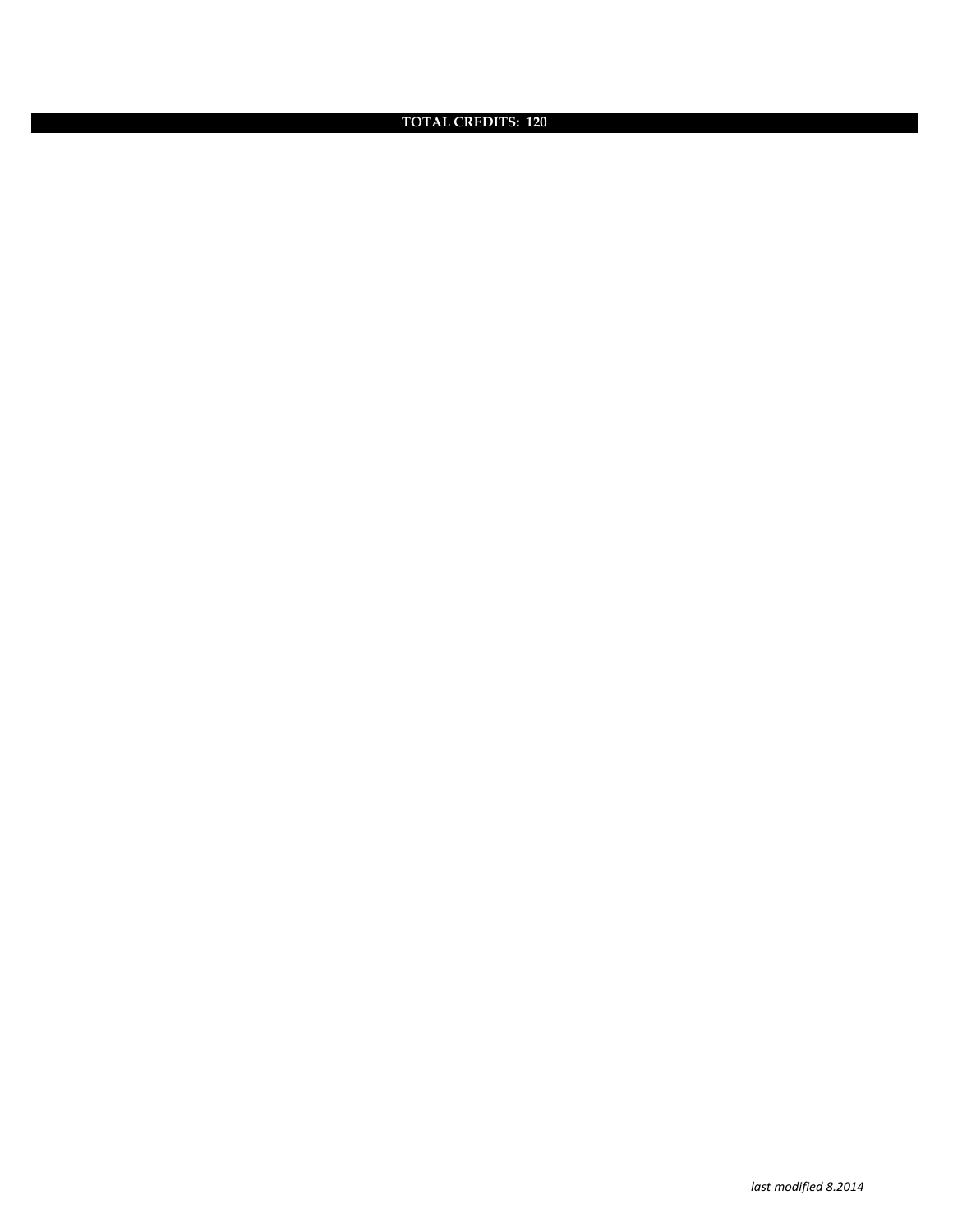**TOTAL CREDITS: 120**

*last modified 8.2014*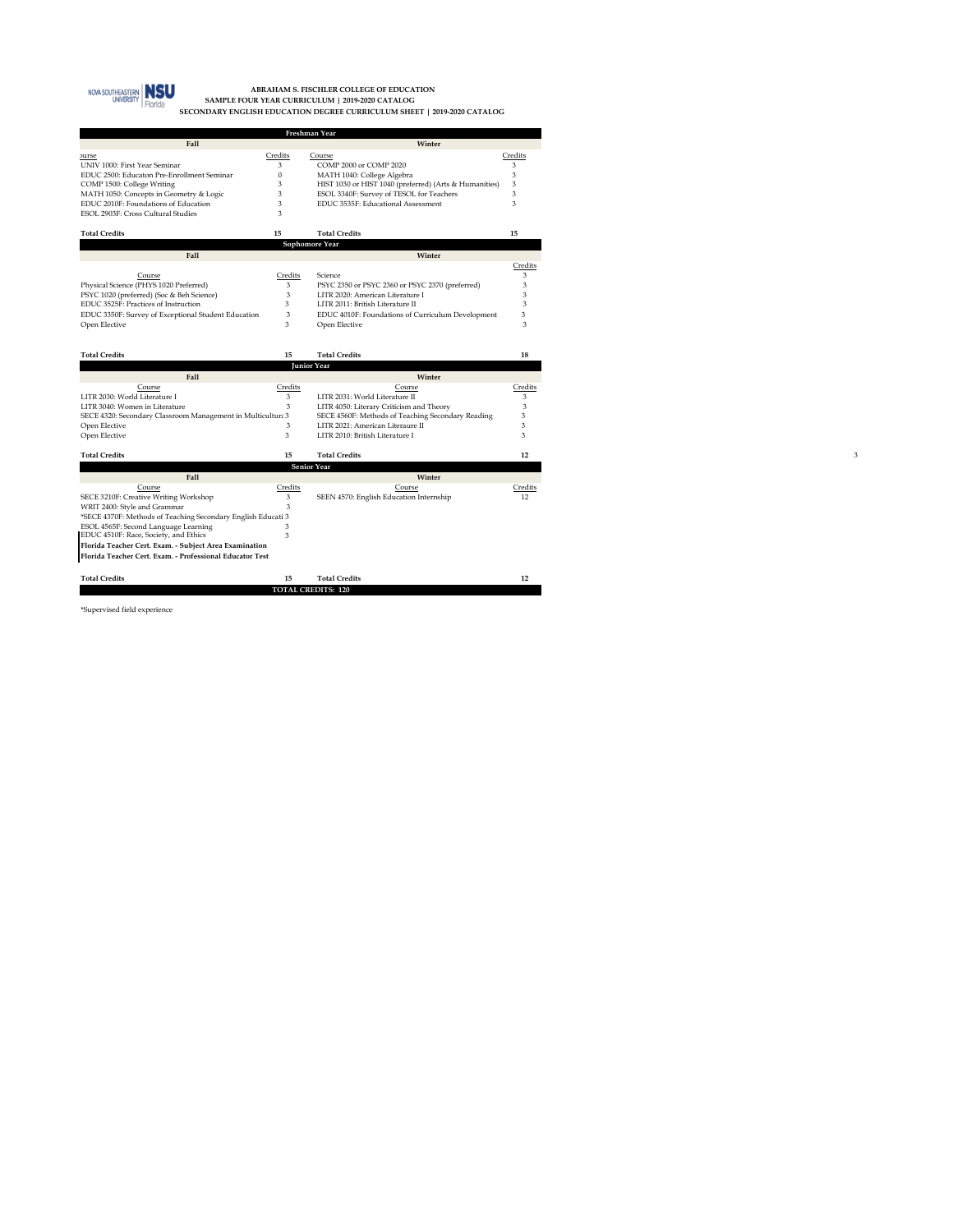**ABRAHAM S. FISCHLER COLLEGE OF EDUCATION**
**SAMPLE FOUR YEAR CURRICULUM | 2019-2020 CATALOG**
**SECONDARY ENGLISH EDUCATION DEGREE CURRICULUM SHEET | 2019-2020 CATALOG**

| | | | |
|---|---|---|---|
| **Freshman Year** | | | |
| **Fall** | | **Winter** | |
| ourse | Credits | Course | Credits |
| UNIV 1000: First Year Seminar | 3 | COMP 2000 or COMP 2020 | 3 |
| EDUC 2500: Educaton Pre-Enrollment Seminar | 0 | MATH 1040: College Algebra | 3 |
| COMP 1500: College Writing | 3 | HIST 1030 or HIST 1040 (preferred) (Arts & Humanities) | 3 |
| MATH 1050: Concepts in Geometry & Logic | 3 | ESOL 3340F: Survey of TESOL for Teachers | 3 |
| EDUC 2010F: Foundations of Education | 3 | EDUC 3535F: Educational Assessment | 3 |
| ESOL 2903F: Cross Cultural Studies | 3 | | |
| **Total Credits** | **15** | **Total Credits** | **15** |
| **Sophomore Year** | | | |
| **Fall** | | **Winter** | |
| Course | Credits | Science | Credits 3 |
| Physical Science (PHYS 1020 Preferred) | 3 | PSYC 2350 or PSYC 2360 or PSYC 2370 (preferred) | 3 |
| PSYC 1020 (preferred) (Soc & Beh Science) | 3 | LITR 2020: American Literature I | 3 |
| EDUC 3525F: Practices of Instruction | 3 | LITR 2011: British Literature II | 3 |
| EDUC 3350F: Survey of Exceptional Student Education | 3 | EDUC 4010F: Foundations of Curriculum Development | 3 |
| Open Elective | 3 | Open Elective | 3 |
| **Total Credits** | **15** | **Total Credits** | **18** |
| **Junior Year** | | | |
| **Fall** | | **Winter** | |
| Course | Credits | Course | Credits |
| LITR 2030: World Literature I | 3 | LITR 2031: World Literature II | 3 |
| LITR 3040: Women in Literature | 3 | LITR 4050: Literary Criticism and Theory | 3 |
| SECE 4320: Secondary Classroom Management in Multicultur: | 3 | SECE 4560F: Methods of Teaching Secondary Reading | 3 |
| Open Elective | 3 | LITR 2021: American Literaure II | 3 |
| Open Elective | 3 | LITR 2010: British Literature I | 3 |
| **Total Credits** | **15** | **Total Credits** | **12** |
| **Senior Year** | | | |
| **Fall** | | **Winter** | |
| Course | Credits | Course | Credits |
| SECE 3210F: Creative Writing Workshop | 3 | SEEN 4570: English Education Internship | 12 |
| WRIT 2400: Style and Grammar | 3 | | |
| *SECE 4370F: Methods of Teaching Secondary English Educati | 3 | | |
| ESOL 4565F: Second Language Learning | 3 | | |
| EDUC 4510F: Race, Society, and Ethics | 3 | | |
| **Florida Teacher Cert. Exam. - Subject Area Examination** | | | |
| **Florida Teacher Cert. Exam. - Professional Educator Test** | | | |
| **Total Credits** | **15** | **Total Credits** | **12** |
| **TOTAL CREDITS: 120** | | | |

*Supervised field experience